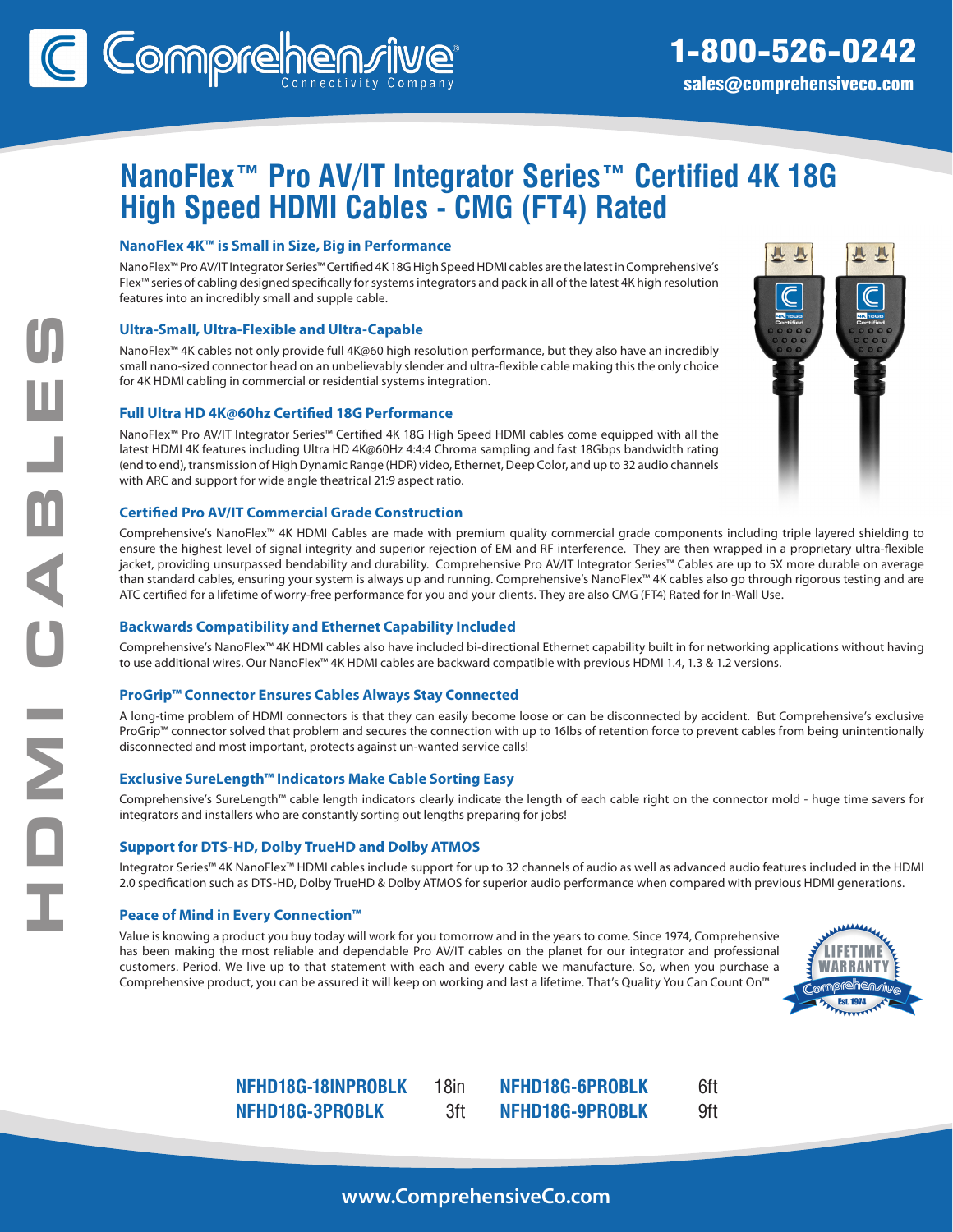Comprehensive® Connectivity Company

1-800-526-0242
sales@comprehensiveco.com

HDMI CABLES

# NanoFlex™ Pro AV/IT Integrator Series™ Certified 4K 18G High Speed HDMI Cables - CMG (FT4) Rated

### NanoFlex 4K™ is Small in Size, Big in Performance

NanoFlex™ Pro AV/IT Integrator Series™ Certified 4K 18G High Speed HDMI cables are the latest in Comprehensive's Flex™ series of cabling designed specifically for systems integrators and pack in all of the latest 4K high resolution features into an incredibly small and supple cable.

### Ultra-Small, Ultra-Flexible and Ultra-Capable

NanoFlex™ 4K cables not only provide full 4K@60 high resolution performance, but they also have an incredibly small nano-sized connector head on an unbelievably slender and ultra-flexible cable making this the only choice for 4K HDMI cabling in commercial or residential systems integration.

### Full Ultra HD 4K@60hz Certified 18G Performance

NanoFlex™ Pro AV/IT Integrator Series™ Certified 4K 18G High Speed HDMI cables come equipped with all the latest HDMI 4K features including Ultra HD 4K@60Hz 4:4:4 Chroma sampling and fast 18Gbps bandwidth rating (end to end), transmission of High Dynamic Range (HDR) video, Ethernet, Deep Color, and up to 32 audio channels with ARC and support for wide angle theatrical 21:9 aspect ratio.

### Certified Pro AV/IT Commercial Grade Construction

Comprehensive's NanoFlex™ 4K HDMI Cables are made with premium quality commercial grade components including triple layered shielding to ensure the highest level of signal integrity and superior rejection of EM and RF interference. They are then wrapped in a proprietary ultra-flexible jacket, providing unsurpassed bendability and durability. Comprehensive Pro AV/IT Integrator Series™ Cables are up to 5X more durable on average than standard cables, ensuring your system is always up and running. Comprehensive's NanoFlex™ 4K cables also go through rigorous testing and are ATC certified for a lifetime of worry-free performance for you and your clients. They are also CMG (FT4) Rated for In-Wall Use.

### Backwards Compatibility and Ethernet Capability Included

Comprehensive's NanoFlex™ 4K HDMI cables also have included bi-directional Ethernet capability built in for networking applications without having to use additional wires. Our NanoFlex™ 4K HDMI cables are backward compatible with previous HDMI 1.4, 1.3 & 1.2 versions.

### ProGrip™ Connector Ensures Cables Always Stay Connected

A long-time problem of HDMI connectors is that they can easily become loose or can be disconnected by accident. But Comprehensive's exclusive ProGrip™ connector solved that problem and secures the connection with up to 16lbs of retention force to prevent cables from being unintentionally disconnected and most important, protects against un-wanted service calls!

### Exclusive SureLength™ Indicators Make Cable Sorting Easy

Comprehensive's SureLength™ cable length indicators clearly indicate the length of each cable right on the connector mold - huge time savers for integrators and installers who are constantly sorting out lengths preparing for jobs!

### Support for DTS-HD, Dolby TrueHD and Dolby ATMOS

Integrator Series™ 4K NanoFlex™ HDMI cables include support for up to 32 channels of audio as well as advanced audio features included in the HDMI 2.0 specification such as DTS-HD, Dolby TrueHD & Dolby ATMOS for superior audio performance when compared with previous HDMI generations.

### Peace of Mind in Every Connection™

Value is knowing a product you buy today will work for you tomorrow and in the years to come. Since 1974, Comprehensive has been making the most reliable and dependable Pro AV/IT cables on the planet for our integrator and professional customers. Period. We live up to that statement with each and every cable we manufacture. So, when you purchase a Comprehensive product, you can be assured it will keep on working and last a lifetime. That's Quality You Can Count On™

LIFETIME WARRANTY — Comprehensive Est. 1974

| Part Number | Length | Part Number | Length |
|---|---|---|---|
| **NFHD18G-18INPROBLK** | 18in | **NFHD18G-6PROBLK** | 6ft |
| **NFHD18G-3PROBLK** | 3ft | **NFHD18G-9PROBLK** | 9ft |

www.ComprehensiveCo.com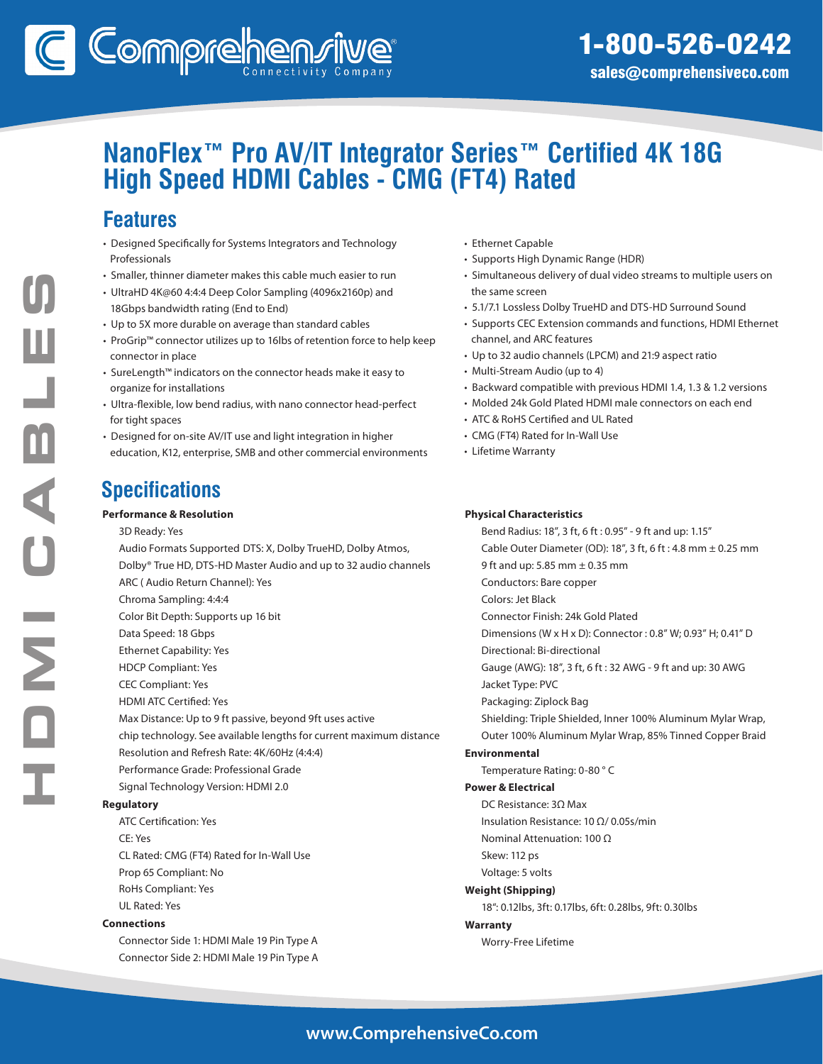# NanoFlex™ Pro AV/IT Integrator Series™ Certified 4K 18G High Speed HDMI Cables - CMG (FT4) Rated

## Features

- Designed Specifically for Systems Integrators and Technology Professionals
- Smaller, thinner diameter makes this cable much easier to run
- UltraHD 4K@60 4:4:4 Deep Color Sampling (4096x2160p) and 18Gbps bandwidth rating (End to End)
- Up to 5X more durable on average than standard cables
- ProGrip™ connector utilizes up to 16lbs of retention force to help keep connector in place
- SureLength™ indicators on the connector heads make it easy to organize for installations
- Ultra-flexible, low bend radius, with nano connector head-perfect for tight spaces
- Designed for on-site AV/IT use and light integration in higher education, K12, enterprise, SMB and other commercial environments
- Ethernet Capable
- Supports High Dynamic Range (HDR)
- Simultaneous delivery of dual video streams to multiple users on the same screen
- 5.1/7.1 Lossless Dolby TrueHD and DTS-HD Surround Sound
- Supports CEC Extension commands and functions, HDMI Ethernet channel, and ARC features
- Up to 32 audio channels (LPCM) and 21:9 aspect ratio
- Multi-Stream Audio (up to 4)
- Backward compatible with previous HDMI 1.4, 1.3 & 1.2 versions
- Molded 24k Gold Plated HDMI male connectors on each end
- ATC & RoHS Certified and UL Rated
- CMG (FT4) Rated for In-Wall Use
- Lifetime Warranty

## Specifications

**Performance & Resolution**

3D Ready: Yes
Audio Formats Supported DTS: X, Dolby TrueHD, Dolby Atmos, Dolby® True HD, DTS-HD Master Audio and up to 32 audio channels
ARC ( Audio Return Channel): Yes
Chroma Sampling: 4:4:4
Color Bit Depth: Supports up 16 bit
Data Speed: 18 Gbps
Ethernet Capability: Yes
HDCP Compliant: Yes
CEC Compliant: Yes
HDMI ATC Certified: Yes
Max Distance: Up to 9 ft passive, beyond 9ft uses active chip technology. See available lengths for current maximum distance
Resolution and Refresh Rate: 4K/60Hz (4:4:4)
Performance Grade: Professional Grade
Signal Technology Version: HDMI 2.0

**Regulatory**

ATC Certification: Yes
CE: Yes
CL Rated: CMG (FT4) Rated for In-Wall Use
Prop 65 Compliant: No
RoHs Compliant: Yes
UL Rated: Yes

**Connections**

Connector Side 1: HDMI Male 19 Pin Type A
Connector Side 2: HDMI Male 19 Pin Type A

**Physical Characteristics**

Bend Radius: 18", 3 ft, 6 ft : 0.95" - 9 ft and up: 1.15"
Cable Outer Diameter (OD): 18", 3 ft, 6 ft : 4.8 mm ± 0.25 mm
9 ft and up: 5.85 mm ± 0.35 mm
Conductors: Bare copper
Colors: Jet Black
Connector Finish: 24k Gold Plated
Dimensions (W x H x D): Connector : 0.8" W; 0.93" H; 0.41" D
Directional: Bi-directional
Gauge (AWG): 18", 3 ft, 6 ft : 32 AWG - 9 ft and up: 30 AWG
Jacket Type: PVC
Packaging: Ziplock Bag
Shielding: Triple Shielded, Inner 100% Aluminum Mylar Wrap, Outer 100% Aluminum Mylar Wrap, 85% Tinned Copper Braid

**Environmental**

Temperature Rating: 0-80 ° C

**Power & Electrical**

DC Resistance: 3Ω Max
Insulation Resistance: 10 Ω/ 0.05s/min
Nominal Attenuation: 100 Ω
Skew: 112 ps
Voltage: 5 volts

**Weight (Shipping)**

18": 0.12lbs, 3ft: 0.17lbs, 6ft: 0.28lbs, 9ft: 0.30lbs

**Warranty**

Worry-Free Lifetime